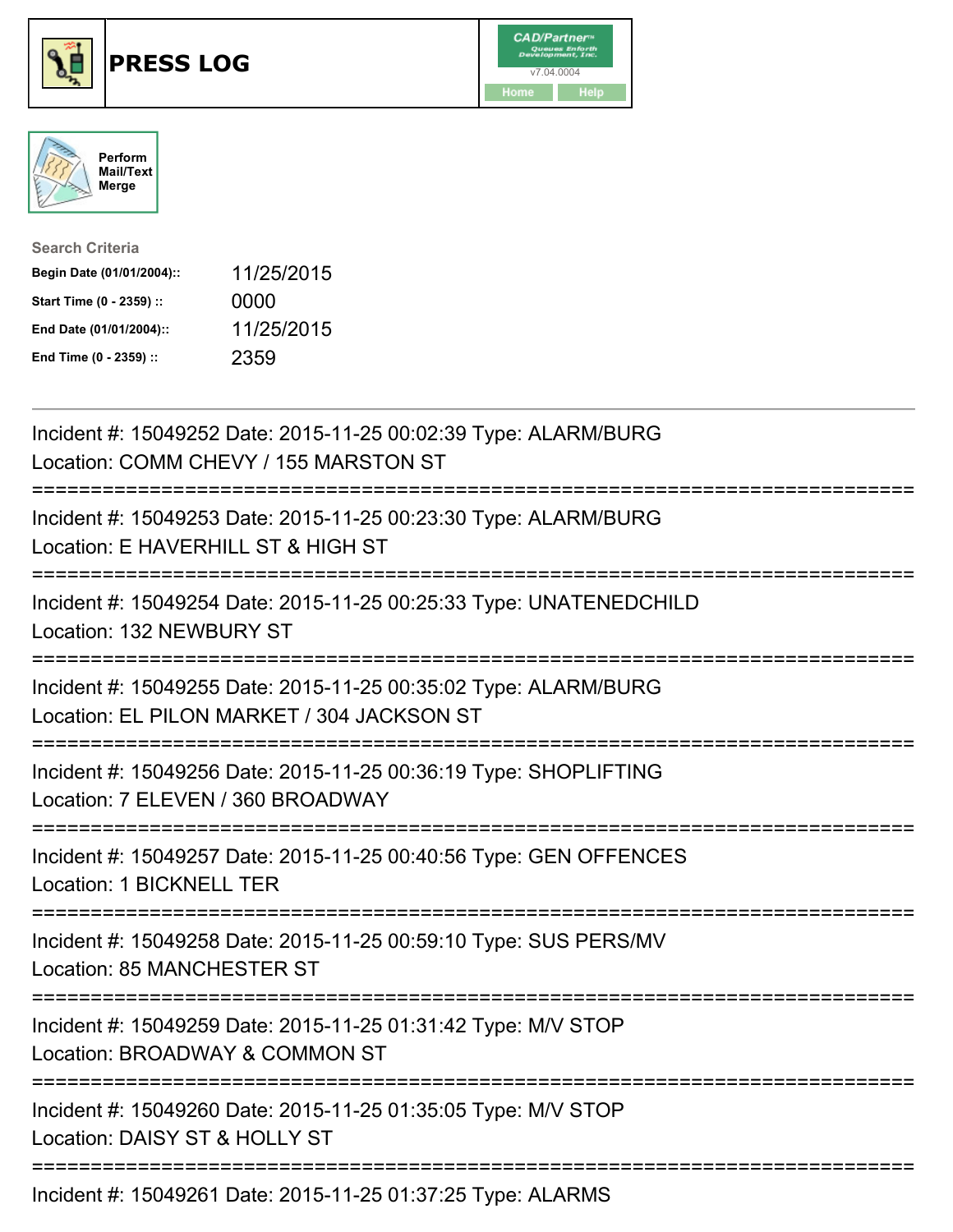# PRESS LOG

CAD/Partner™ v7.04.0004

Home Help

Perform Mail/Text Merge

**Search Criteria**

| | |
|---|---|
| **Begin Date (01/01/2004)::** | 11/25/2015 |
| **Start Time (0 - 2359) ::** | 0000 |
| **End Date (01/01/2004)::** | 11/25/2015 |
| **End Time (0 - 2359) ::** | 2359 |

---

Incident #: 15049252 Date: 2015-11-25 00:02:39 Type: ALARM/BURG
Location: COMM CHEVY / 155 MARSTON ST

===========================================================================

Incident #: 15049253 Date: 2015-11-25 00:23:30 Type: ALARM/BURG
Location: E HAVERHILL ST & HIGH ST

===========================================================================

Incident #: 15049254 Date: 2015-11-25 00:25:33 Type: UNATENEDCHILD
Location: 132 NEWBURY ST

===========================================================================

Incident #: 15049255 Date: 2015-11-25 00:35:02 Type: ALARM/BURG
Location: EL PILON MARKET / 304 JACKSON ST

===========================================================================

Incident #: 15049256 Date: 2015-11-25 00:36:19 Type: SHOPLIFTING
Location: 7 ELEVEN / 360 BROADWAY

===========================================================================

Incident #: 15049257 Date: 2015-11-25 00:40:56 Type: GEN OFFENCES
Location: 1 BICKNELL TER

===========================================================================

Incident #: 15049258 Date: 2015-11-25 00:59:10 Type: SUS PERS/MV
Location: 85 MANCHESTER ST

===========================================================================

Incident #: 15049259 Date: 2015-11-25 01:31:42 Type: M/V STOP
Location: BROADWAY & COMMON ST

===========================================================================

Incident #: 15049260 Date: 2015-11-25 01:35:05 Type: M/V STOP
Location: DAISY ST & HOLLY ST

===========================================================================

Incident #: 15049261 Date: 2015-11-25 01:37:25 Type: ALARMS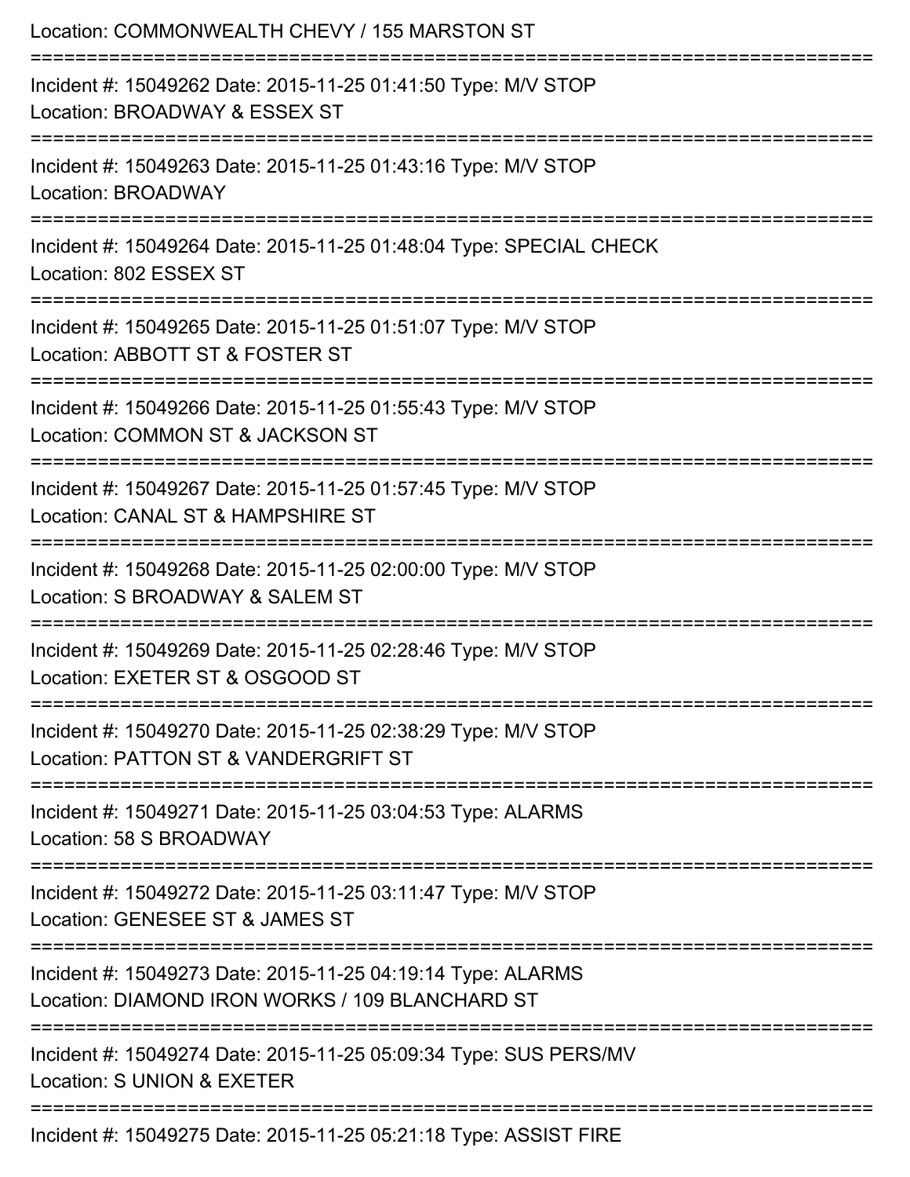Location: COMMONWEALTH CHEVY / 155 MARSTON ST

===========================================================================

Incident #: 15049262 Date: 2015-11-25 01:41:50 Type: M/V STOP
Location: BROADWAY & ESSEX ST

===========================================================================

Incident #: 15049263 Date: 2015-11-25 01:43:16 Type: M/V STOP
Location: BROADWAY

===========================================================================

Incident #: 15049264 Date: 2015-11-25 01:48:04 Type: SPECIAL CHECK
Location: 802 ESSEX ST

===========================================================================

Incident #: 15049265 Date: 2015-11-25 01:51:07 Type: M/V STOP
Location: ABBOTT ST & FOSTER ST

===========================================================================

Incident #: 15049266 Date: 2015-11-25 01:55:43 Type: M/V STOP
Location: COMMON ST & JACKSON ST

===========================================================================

Incident #: 15049267 Date: 2015-11-25 01:57:45 Type: M/V STOP
Location: CANAL ST & HAMPSHIRE ST

===========================================================================

Incident #: 15049268 Date: 2015-11-25 02:00:00 Type: M/V STOP
Location: S BROADWAY & SALEM ST

===========================================================================

Incident #: 15049269 Date: 2015-11-25 02:28:46 Type: M/V STOP
Location: EXETER ST & OSGOOD ST

===========================================================================

Incident #: 15049270 Date: 2015-11-25 02:38:29 Type: M/V STOP
Location: PATTON ST & VANDERGRIFT ST

===========================================================================

Incident #: 15049271 Date: 2015-11-25 03:04:53 Type: ALARMS
Location: 58 S BROADWAY

===========================================================================

Incident #: 15049272 Date: 2015-11-25 03:11:47 Type: M/V STOP
Location: GENESEE ST & JAMES ST

===========================================================================

Incident #: 15049273 Date: 2015-11-25 04:19:14 Type: ALARMS
Location: DIAMOND IRON WORKS / 109 BLANCHARD ST

===========================================================================

Incident #: 15049274 Date: 2015-11-25 05:09:34 Type: SUS PERS/MV
Location: S UNION & EXETER

===========================================================================

Incident #: 15049275 Date: 2015-11-25 05:21:18 Type: ASSIST FIRE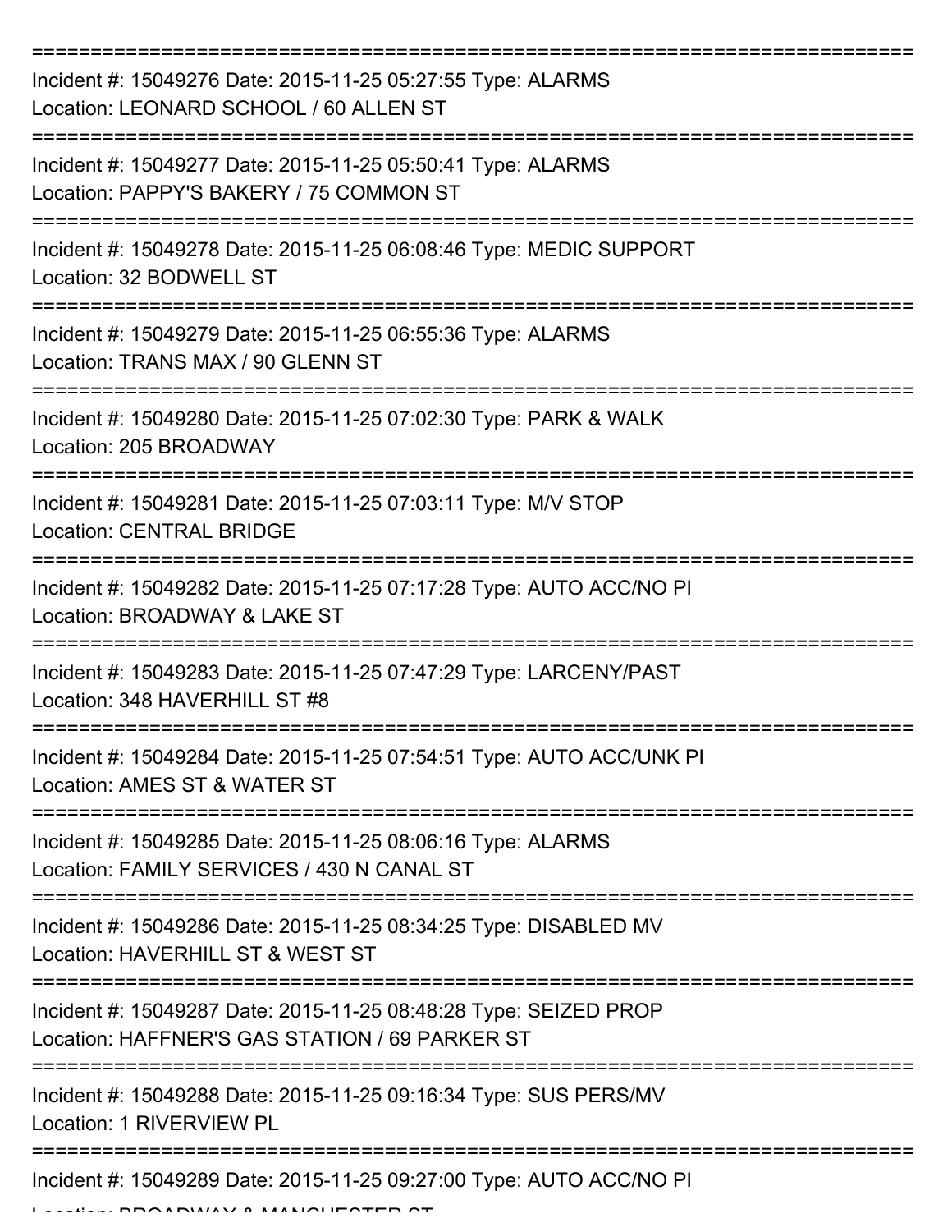===========================================================================

Incident #: 15049276 Date: 2015-11-25 05:27:55 Type: ALARMS
Location: LEONARD SCHOOL / 60 ALLEN ST

===========================================================================

Incident #: 15049277 Date: 2015-11-25 05:50:41 Type: ALARMS
Location: PAPPY'S BAKERY / 75 COMMON ST

===========================================================================

Incident #: 15049278 Date: 2015-11-25 06:08:46 Type: MEDIC SUPPORT
Location: 32 BODWELL ST

===========================================================================

Incident #: 15049279 Date: 2015-11-25 06:55:36 Type: ALARMS
Location: TRANS MAX / 90 GLENN ST

===========================================================================

Incident #: 15049280 Date: 2015-11-25 07:02:30 Type: PARK & WALK
Location: 205 BROADWAY

===========================================================================

Incident #: 15049281 Date: 2015-11-25 07:03:11 Type: M/V STOP
Location: CENTRAL BRIDGE

===========================================================================

Incident #: 15049282 Date: 2015-11-25 07:17:28 Type: AUTO ACC/NO PI
Location: BROADWAY & LAKE ST

===========================================================================

Incident #: 15049283 Date: 2015-11-25 07:47:29 Type: LARCENY/PAST
Location: 348 HAVERHILL ST #8

===========================================================================

Incident #: 15049284 Date: 2015-11-25 07:54:51 Type: AUTO ACC/UNK PI
Location: AMES ST & WATER ST

===========================================================================

Incident #: 15049285 Date: 2015-11-25 08:06:16 Type: ALARMS
Location: FAMILY SERVICES / 430 N CANAL ST

===========================================================================

Incident #: 15049286 Date: 2015-11-25 08:34:25 Type: DISABLED MV
Location: HAVERHILL ST & WEST ST

===========================================================================

Incident #: 15049287 Date: 2015-11-25 08:48:28 Type: SEIZED PROP
Location: HAFFNER'S GAS STATION / 69 PARKER ST

===========================================================================

Incident #: 15049288 Date: 2015-11-25 09:16:34 Type: SUS PERS/MV
Location: 1 RIVERVIEW PL

===========================================================================

Incident #: 15049289 Date: 2015-11-25 09:27:00 Type: AUTO ACC/NO PI
Location: BROADWAY & MANCHESTER ST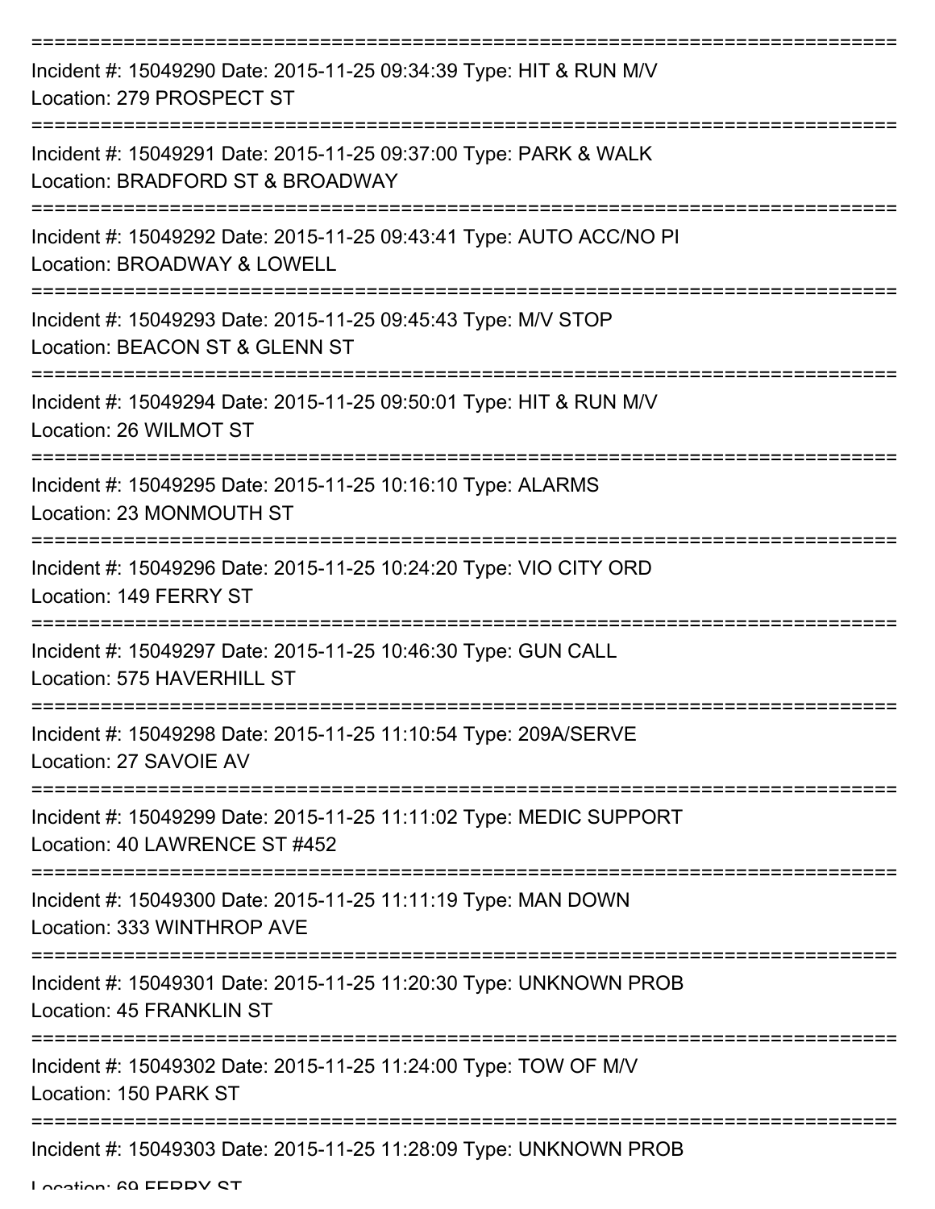===========================================================================

Incident #: 15049290 Date: 2015-11-25 09:34:39 Type: HIT & RUN M/V
Location: 279 PROSPECT ST

===========================================================================

Incident #: 15049291 Date: 2015-11-25 09:37:00 Type: PARK & WALK
Location: BRADFORD ST & BROADWAY

===========================================================================

Incident #: 15049292 Date: 2015-11-25 09:43:41 Type: AUTO ACC/NO PI
Location: BROADWAY & LOWELL

===========================================================================

Incident #: 15049293 Date: 2015-11-25 09:45:43 Type: M/V STOP
Location: BEACON ST & GLENN ST

===========================================================================

Incident #: 15049294 Date: 2015-11-25 09:50:01 Type: HIT & RUN M/V
Location: 26 WILMOT ST

===========================================================================

Incident #: 15049295 Date: 2015-11-25 10:16:10 Type: ALARMS
Location: 23 MONMOUTH ST

===========================================================================

Incident #: 15049296 Date: 2015-11-25 10:24:20 Type: VIO CITY ORD
Location: 149 FERRY ST

===========================================================================

Incident #: 15049297 Date: 2015-11-25 10:46:30 Type: GUN CALL
Location: 575 HAVERHILL ST

===========================================================================

Incident #: 15049298 Date: 2015-11-25 11:10:54 Type: 209A/SERVE
Location: 27 SAVOIE AV

===========================================================================

Incident #: 15049299 Date: 2015-11-25 11:11:02 Type: MEDIC SUPPORT
Location: 40 LAWRENCE ST #452

===========================================================================

Incident #: 15049300 Date: 2015-11-25 11:11:19 Type: MAN DOWN
Location: 333 WINTHROP AVE

===========================================================================

Incident #: 15049301 Date: 2015-11-25 11:20:30 Type: UNKNOWN PROB
Location: 45 FRANKLIN ST

===========================================================================

Incident #: 15049302 Date: 2015-11-25 11:24:00 Type: TOW OF M/V
Location: 150 PARK ST

===========================================================================

Incident #: 15049303 Date: 2015-11-25 11:28:09 Type: UNKNOWN PROB
Location: 69 FERRY ST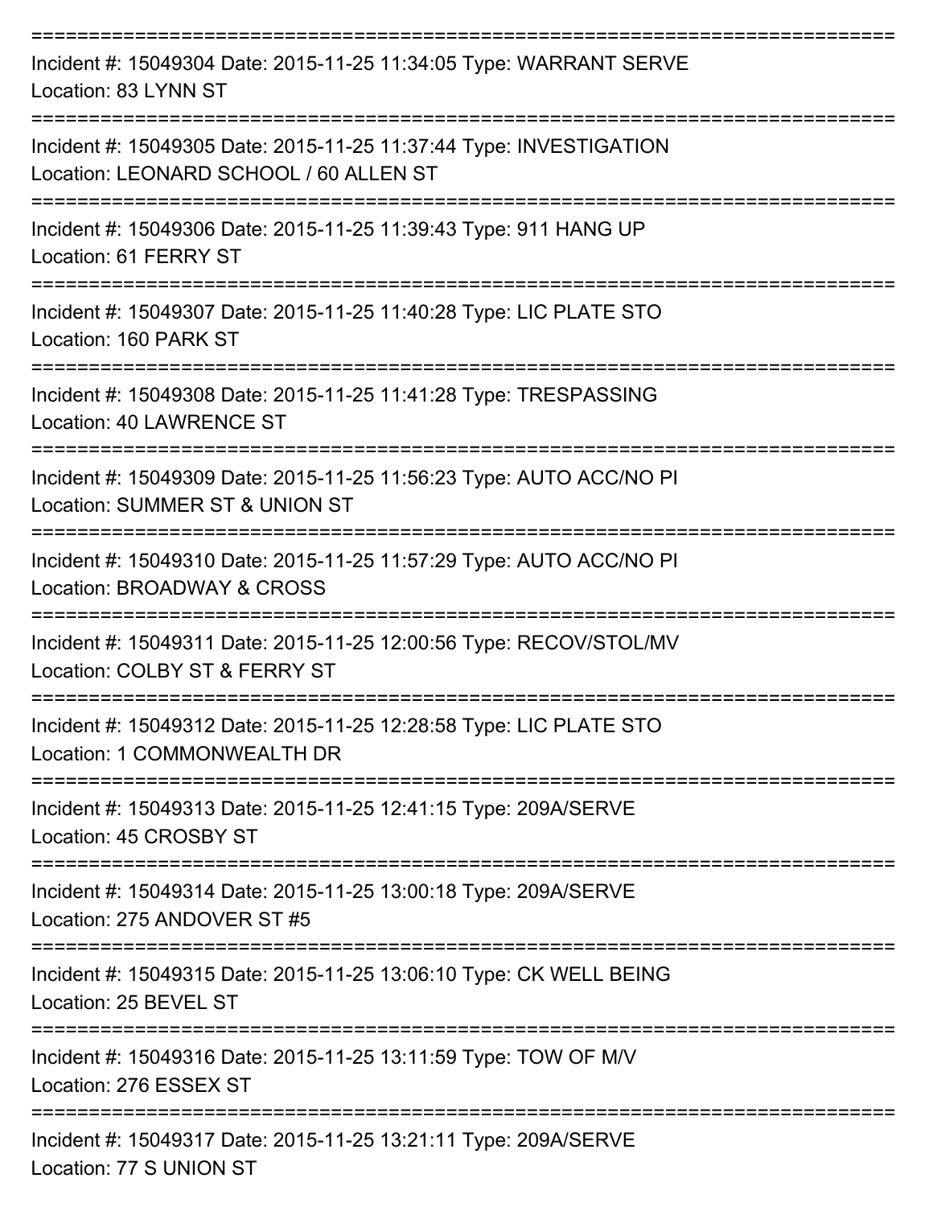===========================================================================

Incident #: 15049304 Date: 2015-11-25 11:34:05 Type: WARRANT SERVE
Location: 83 LYNN ST

===========================================================================

Incident #: 15049305 Date: 2015-11-25 11:37:44 Type: INVESTIGATION
Location: LEONARD SCHOOL / 60 ALLEN ST

===========================================================================

Incident #: 15049306 Date: 2015-11-25 11:39:43 Type: 911 HANG UP
Location: 61 FERRY ST

===========================================================================

Incident #: 15049307 Date: 2015-11-25 11:40:28 Type: LIC PLATE STO
Location: 160 PARK ST

===========================================================================

Incident #: 15049308 Date: 2015-11-25 11:41:28 Type: TRESPASSING
Location: 40 LAWRENCE ST

===========================================================================

Incident #: 15049309 Date: 2015-11-25 11:56:23 Type: AUTO ACC/NO PI
Location: SUMMER ST & UNION ST

===========================================================================

Incident #: 15049310 Date: 2015-11-25 11:57:29 Type: AUTO ACC/NO PI
Location: BROADWAY & CROSS

===========================================================================

Incident #: 15049311 Date: 2015-11-25 12:00:56 Type: RECOV/STOL/MV
Location: COLBY ST & FERRY ST

===========================================================================

Incident #: 15049312 Date: 2015-11-25 12:28:58 Type: LIC PLATE STO
Location: 1 COMMONWEALTH DR

===========================================================================

Incident #: 15049313 Date: 2015-11-25 12:41:15 Type: 209A/SERVE
Location: 45 CROSBY ST

===========================================================================

Incident #: 15049314 Date: 2015-11-25 13:00:18 Type: 209A/SERVE
Location: 275 ANDOVER ST #5

===========================================================================

Incident #: 15049315 Date: 2015-11-25 13:06:10 Type: CK WELL BEING
Location: 25 BEVEL ST

===========================================================================

Incident #: 15049316 Date: 2015-11-25 13:11:59 Type: TOW OF M/V
Location: 276 ESSEX ST

===========================================================================

Incident #: 15049317 Date: 2015-11-25 13:21:11 Type: 209A/SERVE
Location: 77 S UNION ST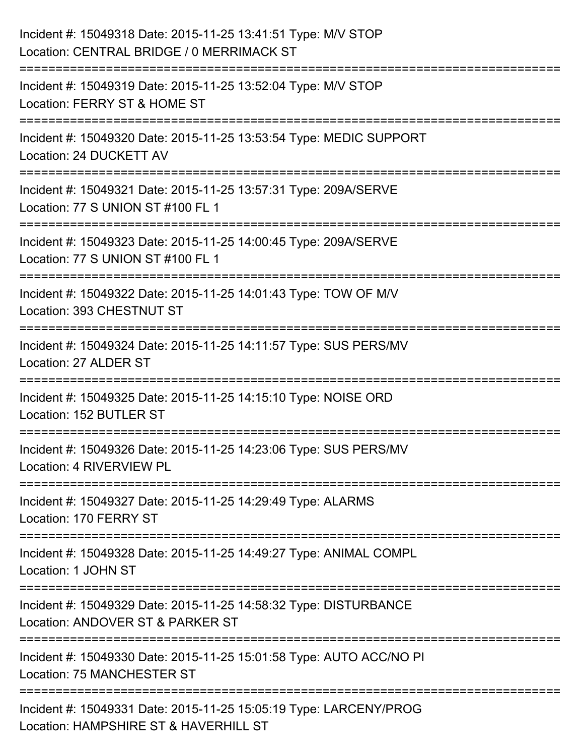Incident #: 15049318 Date: 2015-11-25 13:41:51 Type: M/V STOP
Location: CENTRAL BRIDGE / 0 MERRIMACK ST

===========================================================================

Incident #: 15049319 Date: 2015-11-25 13:52:04 Type: M/V STOP
Location: FERRY ST & HOME ST

===========================================================================

Incident #: 15049320 Date: 2015-11-25 13:53:54 Type: MEDIC SUPPORT
Location: 24 DUCKETT AV

===========================================================================

Incident #: 15049321 Date: 2015-11-25 13:57:31 Type: 209A/SERVE
Location: 77 S UNION ST #100 FL 1

===========================================================================

Incident #: 15049323 Date: 2015-11-25 14:00:45 Type: 209A/SERVE
Location: 77 S UNION ST #100 FL 1

===========================================================================

Incident #: 15049322 Date: 2015-11-25 14:01:43 Type: TOW OF M/V
Location: 393 CHESTNUT ST

===========================================================================

Incident #: 15049324 Date: 2015-11-25 14:11:57 Type: SUS PERS/MV
Location: 27 ALDER ST

===========================================================================

Incident #: 15049325 Date: 2015-11-25 14:15:10 Type: NOISE ORD
Location: 152 BUTLER ST

===========================================================================

Incident #: 15049326 Date: 2015-11-25 14:23:06 Type: SUS PERS/MV
Location: 4 RIVERVIEW PL

===========================================================================

Incident #: 15049327 Date: 2015-11-25 14:29:49 Type: ALARMS
Location: 170 FERRY ST

===========================================================================

Incident #: 15049328 Date: 2015-11-25 14:49:27 Type: ANIMAL COMPL
Location: 1 JOHN ST

===========================================================================

Incident #: 15049329 Date: 2015-11-25 14:58:32 Type: DISTURBANCE
Location: ANDOVER ST & PARKER ST

===========================================================================

Incident #: 15049330 Date: 2015-11-25 15:01:58 Type: AUTO ACC/NO PI
Location: 75 MANCHESTER ST

===========================================================================

Incident #: 15049331 Date: 2015-11-25 15:05:19 Type: LARCENY/PROG
Location: HAMPSHIRE ST & HAVERHILL ST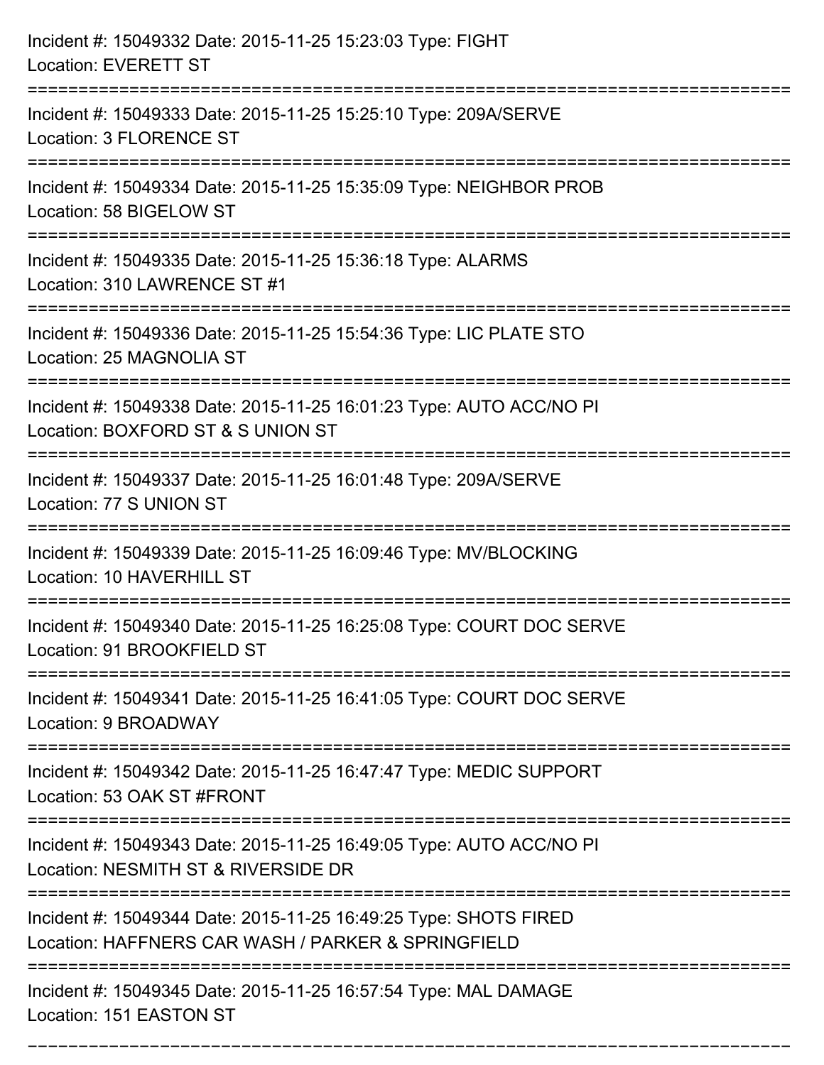Incident #: 15049332 Date: 2015-11-25 15:23:03 Type: FIGHT
Location: EVERETT ST

===========================================================================

Incident #: 15049333 Date: 2015-11-25 15:25:10 Type: 209A/SERVE
Location: 3 FLORENCE ST

===========================================================================

Incident #: 15049334 Date: 2015-11-25 15:35:09 Type: NEIGHBOR PROB
Location: 58 BIGELOW ST

===========================================================================

Incident #: 15049335 Date: 2015-11-25 15:36:18 Type: ALARMS
Location: 310 LAWRENCE ST #1

===========================================================================

Incident #: 15049336 Date: 2015-11-25 15:54:36 Type: LIC PLATE STO
Location: 25 MAGNOLIA ST

===========================================================================

Incident #: 15049338 Date: 2015-11-25 16:01:23 Type: AUTO ACC/NO PI
Location: BOXFORD ST & S UNION ST

===========================================================================

Incident #: 15049337 Date: 2015-11-25 16:01:48 Type: 209A/SERVE
Location: 77 S UNION ST

===========================================================================

Incident #: 15049339 Date: 2015-11-25 16:09:46 Type: MV/BLOCKING
Location: 10 HAVERHILL ST

===========================================================================

Incident #: 15049340 Date: 2015-11-25 16:25:08 Type: COURT DOC SERVE
Location: 91 BROOKFIELD ST

===========================================================================

Incident #: 15049341 Date: 2015-11-25 16:41:05 Type: COURT DOC SERVE
Location: 9 BROADWAY

===========================================================================

Incident #: 15049342 Date: 2015-11-25 16:47:47 Type: MEDIC SUPPORT
Location: 53 OAK ST #FRONT

===========================================================================

Incident #: 15049343 Date: 2015-11-25 16:49:05 Type: AUTO ACC/NO PI
Location: NESMITH ST & RIVERSIDE DR

===========================================================================

Incident #: 15049344 Date: 2015-11-25 16:49:25 Type: SHOTS FIRED
Location: HAFFNERS CAR WASH / PARKER & SPRINGFIELD

===========================================================================

Incident #: 15049345 Date: 2015-11-25 16:57:54 Type: MAL DAMAGE
Location: 151 EASTON ST

===========================================================================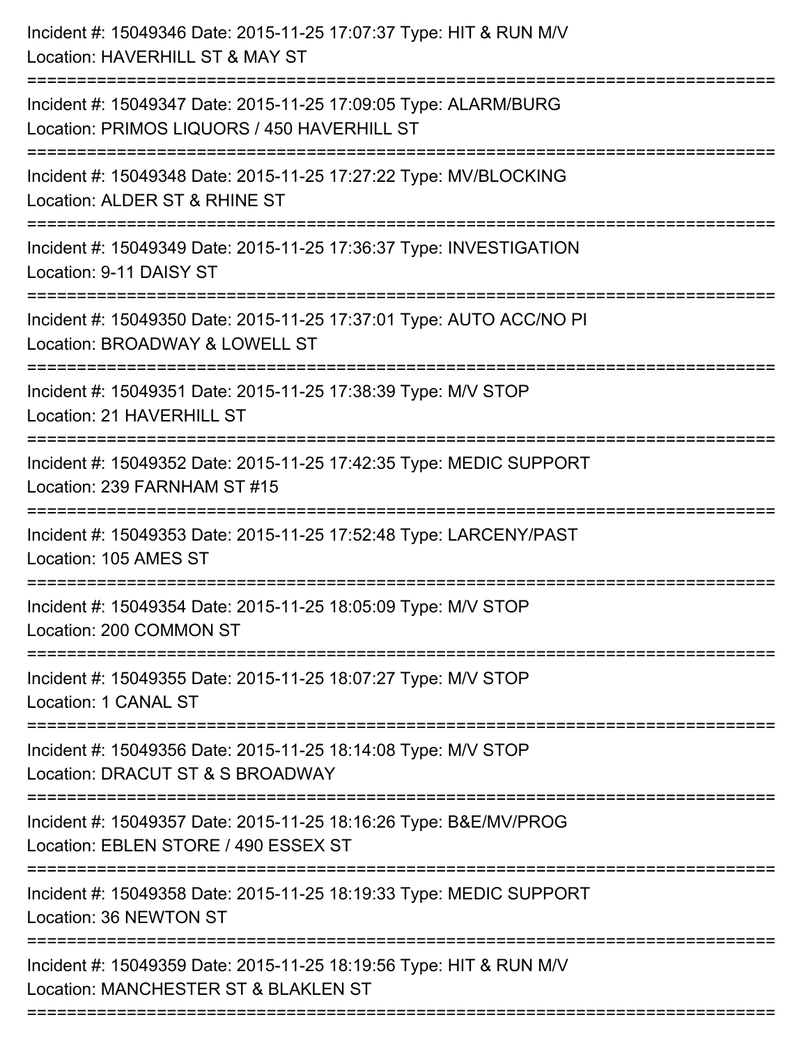Incident #: 15049346 Date: 2015-11-25 17:07:37 Type: HIT & RUN M/V
Location: HAVERHILL ST & MAY ST

===========================================================================

Incident #: 15049347 Date: 2015-11-25 17:09:05 Type: ALARM/BURG
Location: PRIMOS LIQUORS / 450 HAVERHILL ST

===========================================================================

Incident #: 15049348 Date: 2015-11-25 17:27:22 Type: MV/BLOCKING
Location: ALDER ST & RHINE ST

===========================================================================

Incident #: 15049349 Date: 2015-11-25 17:36:37 Type: INVESTIGATION
Location: 9-11 DAISY ST

===========================================================================

Incident #: 15049350 Date: 2015-11-25 17:37:01 Type: AUTO ACC/NO PI
Location: BROADWAY & LOWELL ST

===========================================================================

Incident #: 15049351 Date: 2015-11-25 17:38:39 Type: M/V STOP
Location: 21 HAVERHILL ST

===========================================================================

Incident #: 15049352 Date: 2015-11-25 17:42:35 Type: MEDIC SUPPORT
Location: 239 FARNHAM ST #15

===========================================================================

Incident #: 15049353 Date: 2015-11-25 17:52:48 Type: LARCENY/PAST
Location: 105 AMES ST

===========================================================================

Incident #: 15049354 Date: 2015-11-25 18:05:09 Type: M/V STOP
Location: 200 COMMON ST

===========================================================================

Incident #: 15049355 Date: 2015-11-25 18:07:27 Type: M/V STOP
Location: 1 CANAL ST

===========================================================================

Incident #: 15049356 Date: 2015-11-25 18:14:08 Type: M/V STOP
Location: DRACUT ST & S BROADWAY

===========================================================================

Incident #: 15049357 Date: 2015-11-25 18:16:26 Type: B&E/MV/PROG
Location: EBLEN STORE / 490 ESSEX ST

===========================================================================

Incident #: 15049358 Date: 2015-11-25 18:19:33 Type: MEDIC SUPPORT
Location: 36 NEWTON ST

===========================================================================

Incident #: 15049359 Date: 2015-11-25 18:19:56 Type: HIT & RUN M/V
Location: MANCHESTER ST & BLAKLEN ST

===========================================================================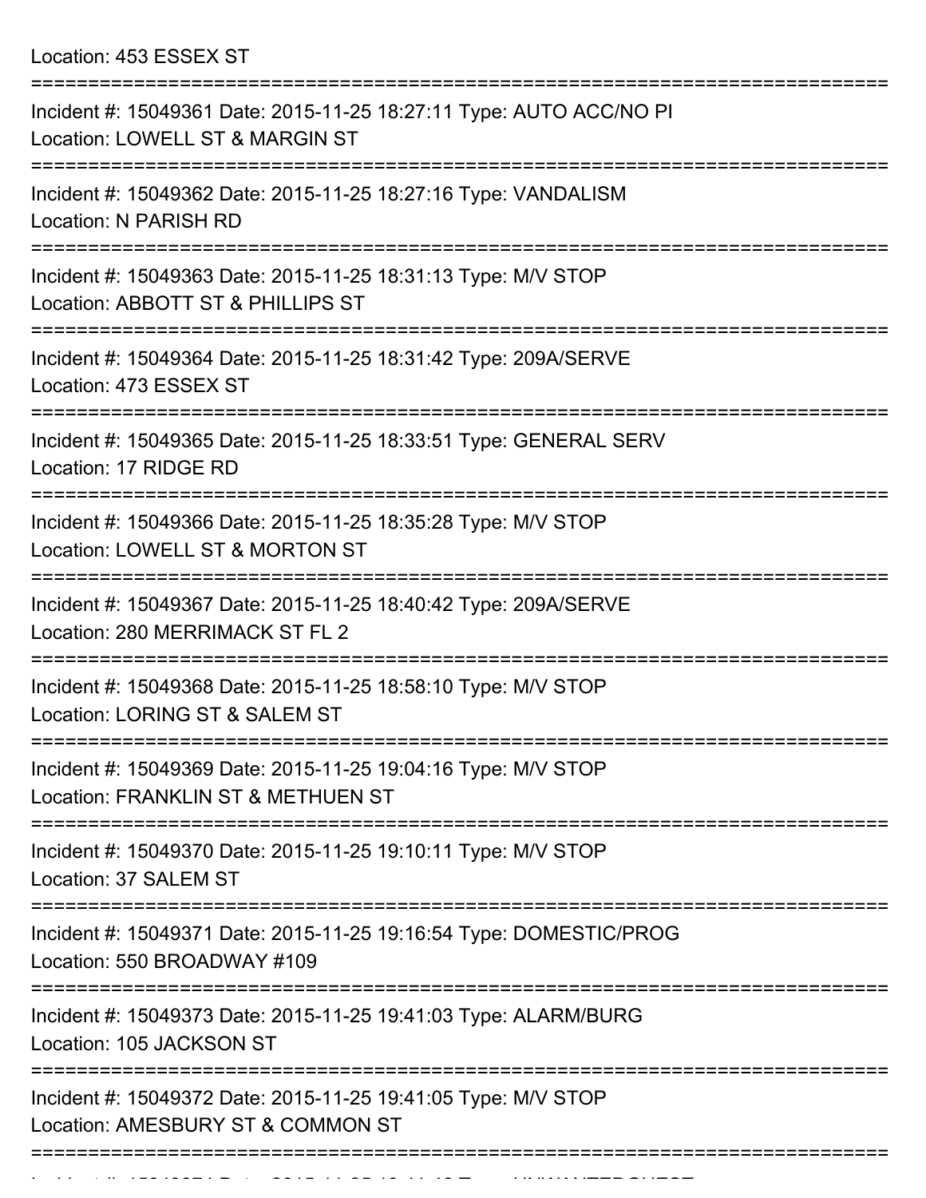Location: 453 ESSEX ST

===========================================================================

Incident #: 15049361 Date: 2015-11-25 18:27:11 Type: AUTO ACC/NO PI
Location: LOWELL ST & MARGIN ST

===========================================================================

Incident #: 15049362 Date: 2015-11-25 18:27:16 Type: VANDALISM
Location: N PARISH RD

===========================================================================

Incident #: 15049363 Date: 2015-11-25 18:31:13 Type: M/V STOP
Location: ABBOTT ST & PHILLIPS ST

===========================================================================

Incident #: 15049364 Date: 2015-11-25 18:31:42 Type: 209A/SERVE
Location: 473 ESSEX ST

===========================================================================

Incident #: 15049365 Date: 2015-11-25 18:33:51 Type: GENERAL SERV
Location: 17 RIDGE RD

===========================================================================

Incident #: 15049366 Date: 2015-11-25 18:35:28 Type: M/V STOP
Location: LOWELL ST & MORTON ST

===========================================================================

Incident #: 15049367 Date: 2015-11-25 18:40:42 Type: 209A/SERVE
Location: 280 MERRIMACK ST FL 2

===========================================================================

Incident #: 15049368 Date: 2015-11-25 18:58:10 Type: M/V STOP
Location: LORING ST & SALEM ST

===========================================================================

Incident #: 15049369 Date: 2015-11-25 19:04:16 Type: M/V STOP
Location: FRANKLIN ST & METHUEN ST

===========================================================================

Incident #: 15049370 Date: 2015-11-25 19:10:11 Type: M/V STOP
Location: 37 SALEM ST

===========================================================================

Incident #: 15049371 Date: 2015-11-25 19:16:54 Type: DOMESTIC/PROG
Location: 550 BROADWAY #109

===========================================================================

Incident #: 15049373 Date: 2015-11-25 19:41:03 Type: ALARM/BURG
Location: 105 JACKSON ST

===========================================================================

Incident #: 15049372 Date: 2015-11-25 19:41:05 Type: M/V STOP
Location: AMESBURY ST & COMMON ST

===========================================================================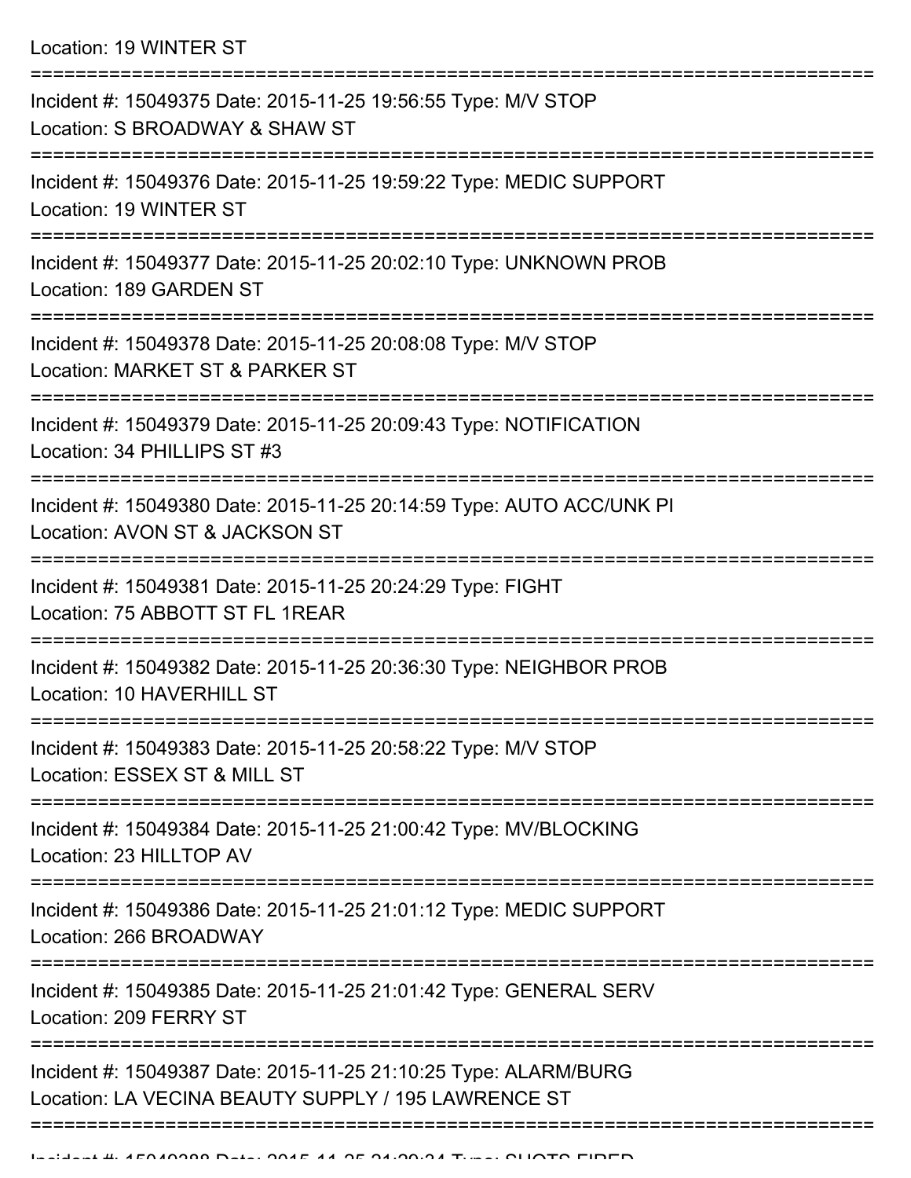Location: 19 WINTER ST

===========================================================================

Incident #: 15049375 Date: 2015-11-25 19:56:55 Type: M/V STOP
Location: S BROADWAY & SHAW ST

===========================================================================

Incident #: 15049376 Date: 2015-11-25 19:59:22 Type: MEDIC SUPPORT
Location: 19 WINTER ST

===========================================================================

Incident #: 15049377 Date: 2015-11-25 20:02:10 Type: UNKNOWN PROB
Location: 189 GARDEN ST

===========================================================================

Incident #: 15049378 Date: 2015-11-25 20:08:08 Type: M/V STOP
Location: MARKET ST & PARKER ST

===========================================================================

Incident #: 15049379 Date: 2015-11-25 20:09:43 Type: NOTIFICATION
Location: 34 PHILLIPS ST #3

===========================================================================

Incident #: 15049380 Date: 2015-11-25 20:14:59 Type: AUTO ACC/UNK PI
Location: AVON ST & JACKSON ST

===========================================================================

Incident #: 15049381 Date: 2015-11-25 20:24:29 Type: FIGHT
Location: 75 ABBOTT ST FL 1REAR

===========================================================================

Incident #: 15049382 Date: 2015-11-25 20:36:30 Type: NEIGHBOR PROB
Location: 10 HAVERHILL ST

===========================================================================

Incident #: 15049383 Date: 2015-11-25 20:58:22 Type: M/V STOP
Location: ESSEX ST & MILL ST

===========================================================================

Incident #: 15049384 Date: 2015-11-25 21:00:42 Type: MV/BLOCKING
Location: 23 HILLTOP AV

===========================================================================

Incident #: 15049386 Date: 2015-11-25 21:01:12 Type: MEDIC SUPPORT
Location: 266 BROADWAY

===========================================================================

Incident #: 15049385 Date: 2015-11-25 21:01:42 Type: GENERAL SERV
Location: 209 FERRY ST

===========================================================================

Incident #: 15049387 Date: 2015-11-25 21:10:25 Type: ALARM/BURG
Location: LA VECINA BEAUTY SUPPLY / 195 LAWRENCE ST

===========================================================================

Incident #: 15049388 Date: 2015-11-25 21:20:34 Type: SHOTS FIRED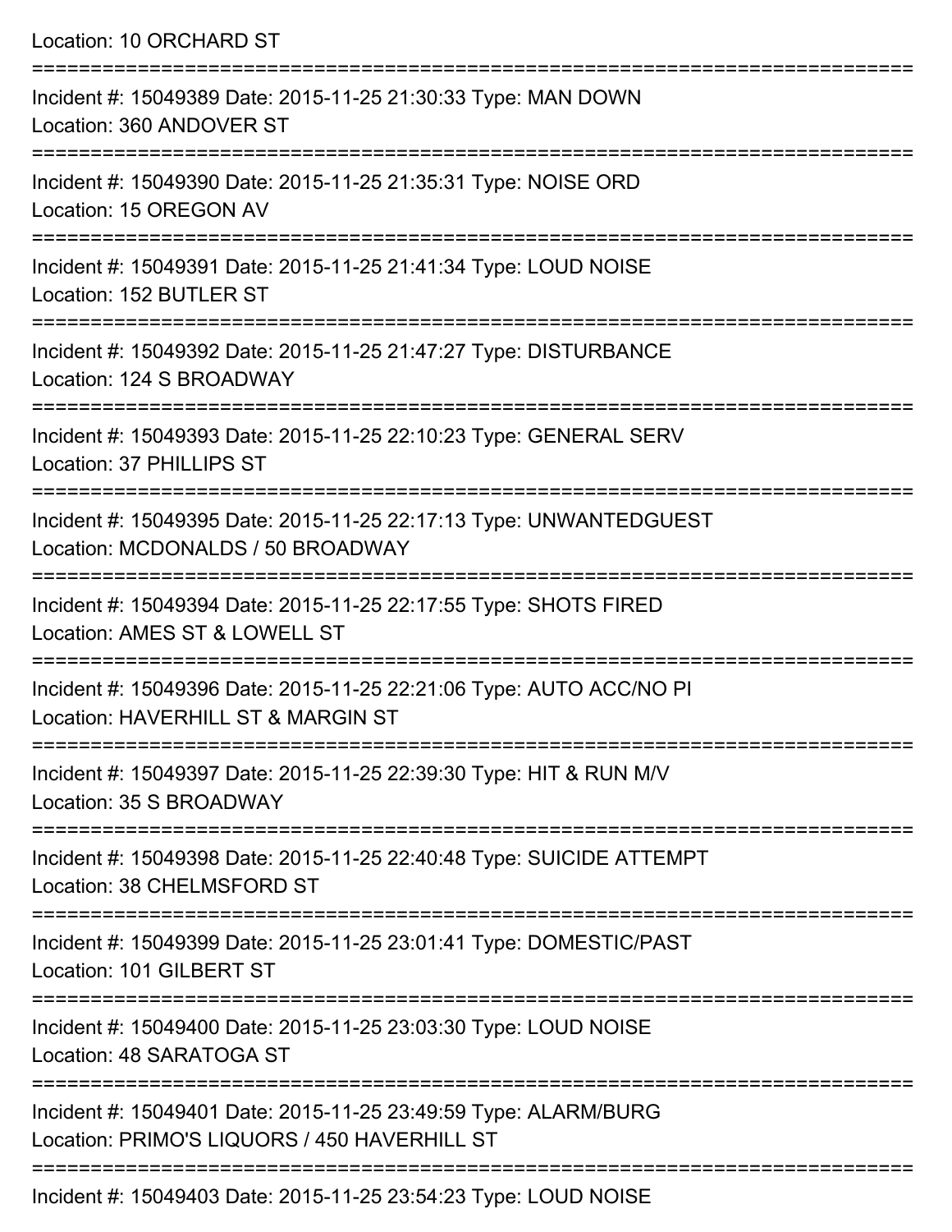Location: 10 ORCHARD ST

===========================================================================

Incident #: 15049389 Date: 2015-11-25 21:30:33 Type: MAN DOWN
Location: 360 ANDOVER ST

===========================================================================

Incident #: 15049390 Date: 2015-11-25 21:35:31 Type: NOISE ORD
Location: 15 OREGON AV

===========================================================================

Incident #: 15049391 Date: 2015-11-25 21:41:34 Type: LOUD NOISE
Location: 152 BUTLER ST

===========================================================================

Incident #: 15049392 Date: 2015-11-25 21:47:27 Type: DISTURBANCE
Location: 124 S BROADWAY

===========================================================================

Incident #: 15049393 Date: 2015-11-25 22:10:23 Type: GENERAL SERV
Location: 37 PHILLIPS ST

===========================================================================

Incident #: 15049395 Date: 2015-11-25 22:17:13 Type: UNWANTEDGUEST
Location: MCDONALDS / 50 BROADWAY

===========================================================================

Incident #: 15049394 Date: 2015-11-25 22:17:55 Type: SHOTS FIRED
Location: AMES ST & LOWELL ST

===========================================================================

Incident #: 15049396 Date: 2015-11-25 22:21:06 Type: AUTO ACC/NO PI
Location: HAVERHILL ST & MARGIN ST

===========================================================================

Incident #: 15049397 Date: 2015-11-25 22:39:30 Type: HIT & RUN M/V
Location: 35 S BROADWAY

===========================================================================

Incident #: 15049398 Date: 2015-11-25 22:40:48 Type: SUICIDE ATTEMPT
Location: 38 CHELMSFORD ST

===========================================================================

Incident #: 15049399 Date: 2015-11-25 23:01:41 Type: DOMESTIC/PAST
Location: 101 GILBERT ST

===========================================================================

Incident #: 15049400 Date: 2015-11-25 23:03:30 Type: LOUD NOISE
Location: 48 SARATOGA ST

===========================================================================

Incident #: 15049401 Date: 2015-11-25 23:49:59 Type: ALARM/BURG
Location: PRIMO'S LIQUORS / 450 HAVERHILL ST

===========================================================================

Incident #: 15049403 Date: 2015-11-25 23:54:23 Type: LOUD NOISE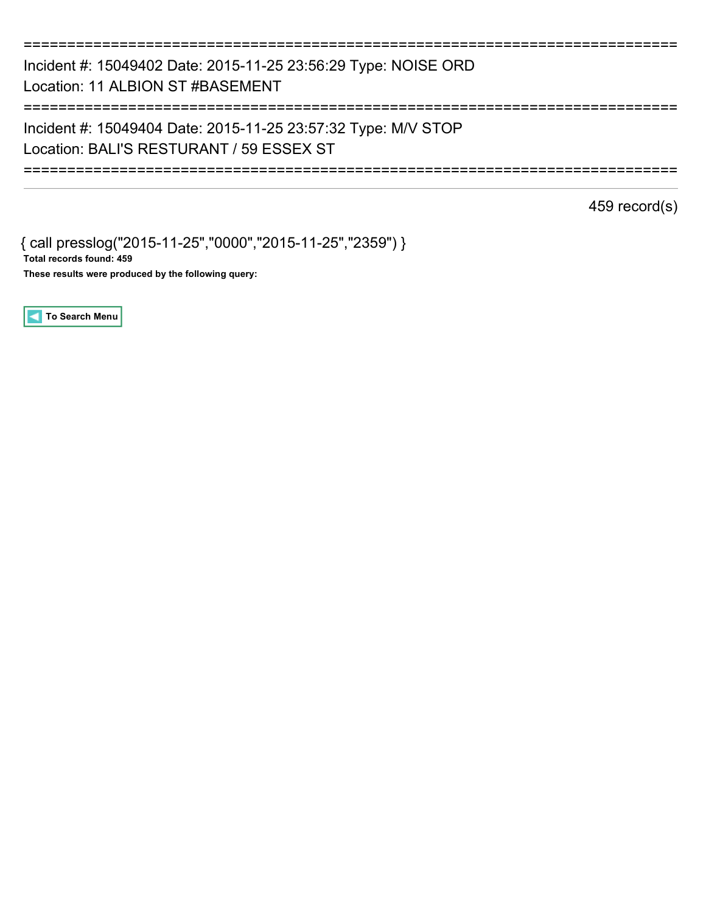===========================================================================

Incident #: 15049402 Date: 2015-11-25 23:56:29 Type: NOISE ORD
Location: 11 ALBION ST #BASEMENT

===========================================================================

Incident #: 15049404 Date: 2015-11-25 23:57:32 Type: M/V STOP
Location: BALI'S RESTURANT / 59 ESSEX ST

===========================================================================

---

459 record(s)

{ call presslog("2015-11-25","0000","2015-11-25","2359") }

**Total records found: 459**

**These results were produced by the following query:**

**To Search Menu**